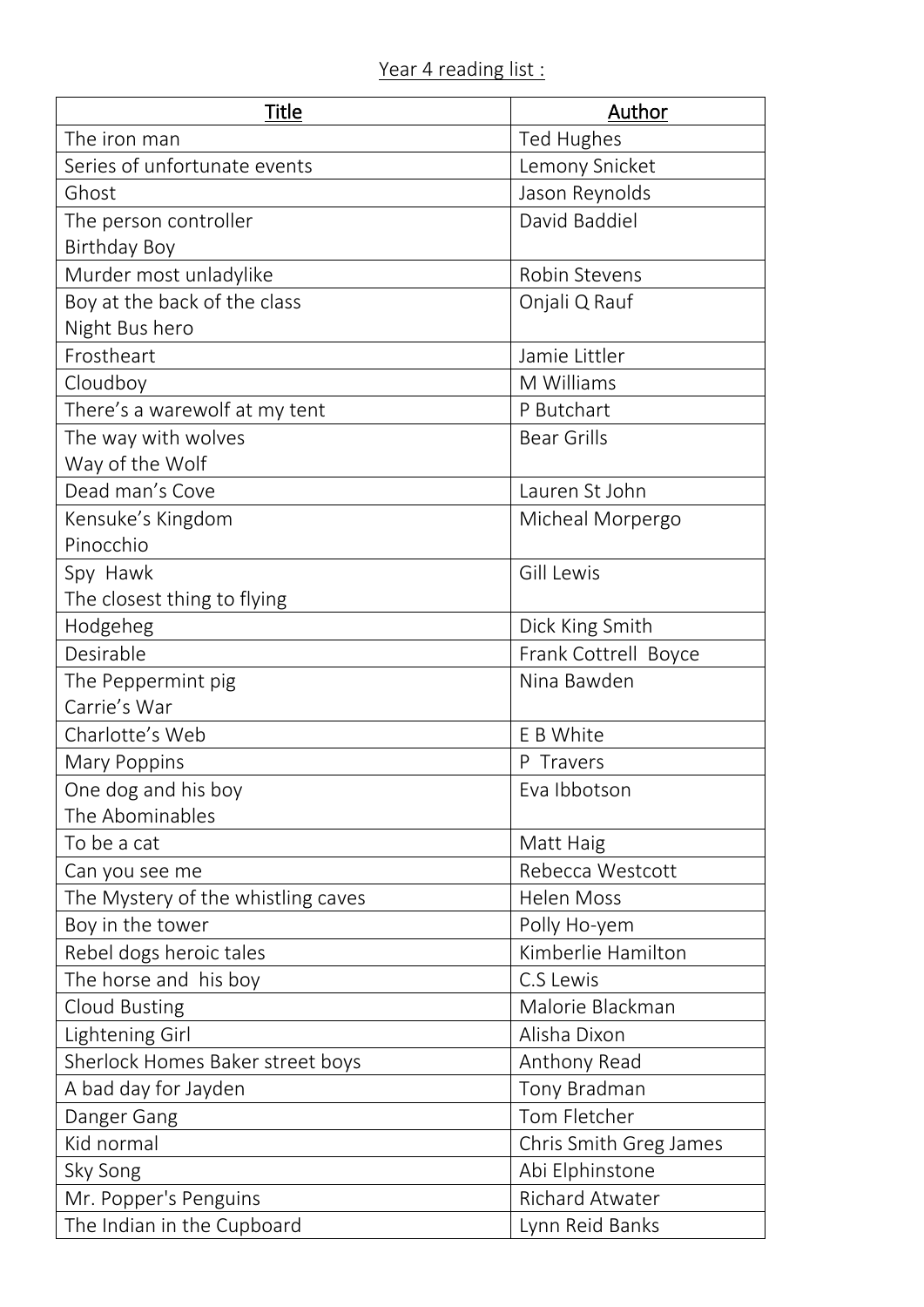Year 4 reading list :

| Title | Author |
| --- | --- |
| The iron man | Ted Hughes |
| Series of unfortunate events | Lemony Snicket |
| Ghost | Jason Reynolds |
| The person controller<br>Birthday Boy | David Baddiel |
| Murder most unladylike | Robin Stevens |
| Boy at the back of the class<br>Night Bus hero | Onjali Q Rauf |
| Frostheart | Jamie Littler |
| Cloudboy | M Williams |
| There's a warewolf at my tent | P Butchart |
| The way with wolves<br>Way of the Wolf | Bear Grills |
| Dead man's Cove | Lauren St John |
| Kensuke's Kingdom<br>Pinocchio | Micheal Morpergo |
| Spy Hawk<br>The closest thing to flying | Gill Lewis |
| Hodgeheg | Dick King Smith |
| Desirable | Frank Cottrell Boyce |
| The Peppermint pig<br>Carrie's War | Nina Bawden |
| Charlotte's Web | E B White |
| Mary Poppins | P Travers |
| One dog and his boy<br>The Abominables | Eva Ibbotson |
| To be a cat | Matt Haig |
| Can you see me | Rebecca Westcott |
| The Mystery of the whistling caves | Helen Moss |
| Boy in the tower | Polly Ho-yem |
| Rebel dogs heroic tales | Kimberlie Hamilton |
| The horse and his boy | C.S Lewis |
| Cloud Busting | Malorie Blackman |
| Lightening Girl | Alisha Dixon |
| Sherlock Homes Baker street boys | Anthony Read |
| A bad day for Jayden | Tony Bradman |
| Danger Gang | Tom Fletcher |
| Kid normal | Chris Smith Greg James |
| Sky Song | Abi Elphinstone |
| Mr. Popper's Penguins | Richard Atwater |
| The Indian in the Cupboard | Lynn Reid Banks |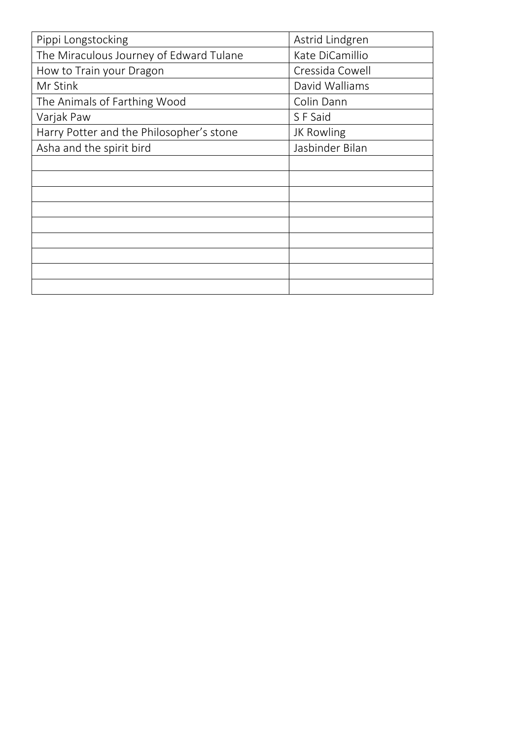| | |
|---|---|
| Pippi Longstocking | Astrid Lindgren |
| The Miraculous Journey of Edward Tulane | Kate DiCamillio |
| How to Train your Dragon | Cressida Cowell |
| Mr Stink | David Walliams |
| The Animals of Farthing Wood | Colin Dann |
| Varjak Paw | S F Said |
| Harry Potter and the Philosopher's stone | JK Rowling |
| Asha and the spirit bird | Jasbinder Bilan |
| | |
| | |
| | |
| | |
| | |
| | |
| | |
| | |
| | |